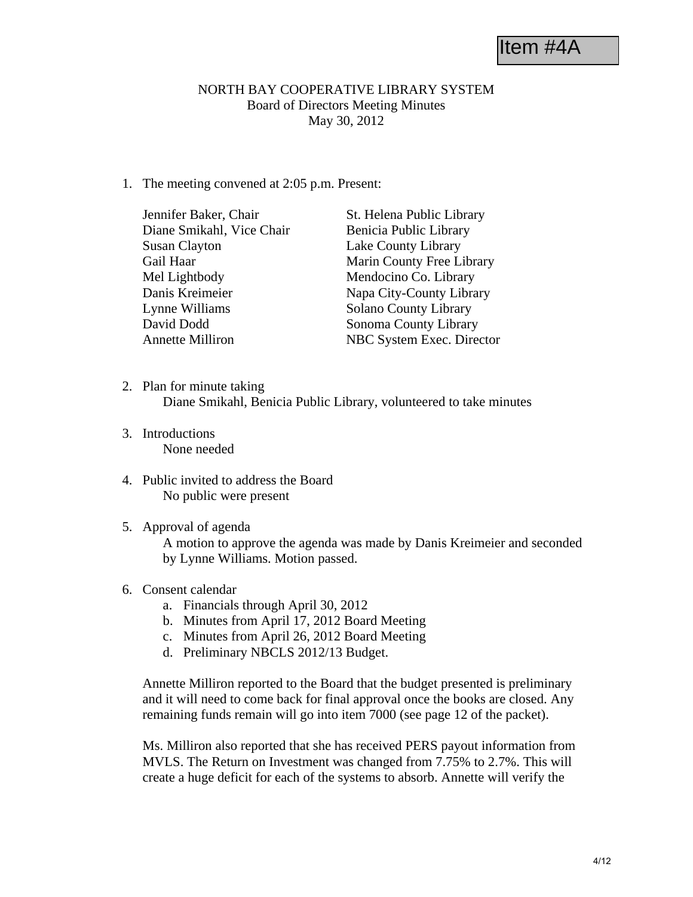Item #4A

NORTH BAY COOPERATIVE LIBRARY SYSTEM
Board of Directors Meeting Minutes
May 30, 2012

1. The meeting convened at 2:05 p.m. Present:

| | |
|---|---|
| Jennifer Baker, Chair | St. Helena Public Library |
| Diane Smikahl, Vice Chair | Benicia Public Library |
| Susan Clayton | Lake County Library |
| Gail Haar | Marin County Free Library |
| Mel Lightbody | Mendocino Co. Library |
| Danis Kreimeier | Napa City-County Library |
| Lynne Williams | Solano County Library |
| David Dodd | Sonoma County Library |
| Annette Milliron | NBC System Exec. Director |

2. Plan for minute taking
   Diane Smikahl, Benicia Public Library, volunteered to take minutes

3. Introductions
   None needed

4. Public invited to address the Board
   No public were present

5. Approval of agenda
   A motion to approve the agenda was made by Danis Kreimeier and seconded by Lynne Williams. Motion passed.

6. Consent calendar
   a. Financials through April 30, 2012
   b. Minutes from April 17, 2012 Board Meeting
   c. Minutes from April 26, 2012 Board Meeting
   d. Preliminary NBCLS 2012/13 Budget.

   Annette Milliron reported to the Board that the budget presented is preliminary and it will need to come back for final approval once the books are closed. Any remaining funds remain will go into item 7000 (see page 12 of the packet).

   Ms. Milliron also reported that she has received PERS payout information from MVLS. The Return on Investment was changed from 7.75% to 2.7%. This will create a huge deficit for each of the systems to absorb. Annette will verify the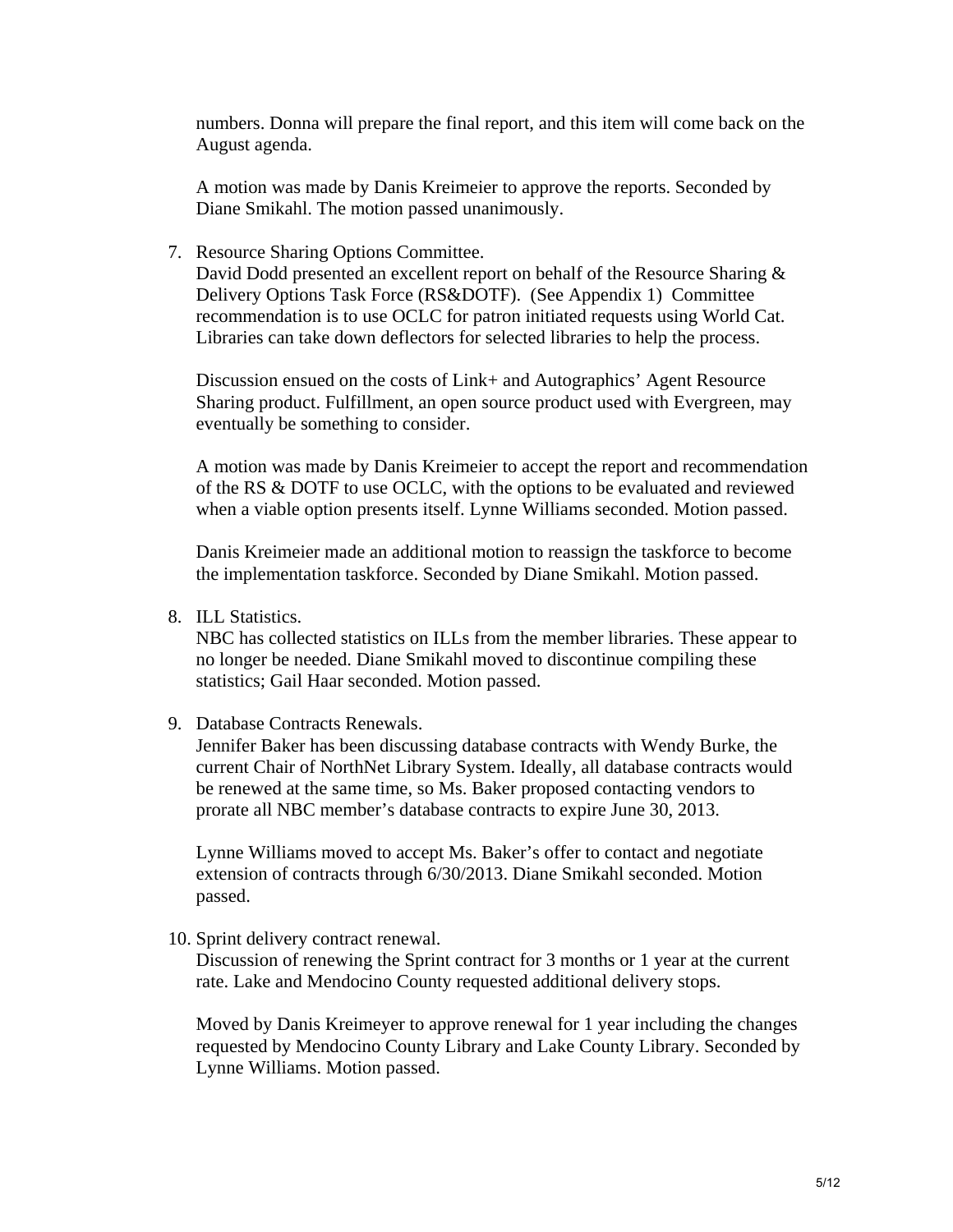numbers. Donna will prepare the final report, and this item will come back on the August agenda.

A motion was made by Danis Kreimeier to approve the reports. Seconded by Diane Smikahl. The motion passed unanimously.

7. Resource Sharing Options Committee.

   David Dodd presented an excellent report on behalf of the Resource Sharing & Delivery Options Task Force (RS&DOTF). (See Appendix 1) Committee recommendation is to use OCLC for patron initiated requests using World Cat. Libraries can take down deflectors for selected libraries to help the process.

   Discussion ensued on the costs of Link+ and Autographics' Agent Resource Sharing product. Fulfillment, an open source product used with Evergreen, may eventually be something to consider.

   A motion was made by Danis Kreimeier to accept the report and recommendation of the RS & DOTF to use OCLC, with the options to be evaluated and reviewed when a viable option presents itself. Lynne Williams seconded. Motion passed.

   Danis Kreimeier made an additional motion to reassign the taskforce to become the implementation taskforce. Seconded by Diane Smikahl. Motion passed.

8. ILL Statistics.

   NBC has collected statistics on ILLs from the member libraries. These appear to no longer be needed. Diane Smikahl moved to discontinue compiling these statistics; Gail Haar seconded. Motion passed.

9. Database Contracts Renewals.

   Jennifer Baker has been discussing database contracts with Wendy Burke, the current Chair of NorthNet Library System. Ideally, all database contracts would be renewed at the same time, so Ms. Baker proposed contacting vendors to prorate all NBC member's database contracts to expire June 30, 2013.

   Lynne Williams moved to accept Ms. Baker's offer to contact and negotiate extension of contracts through 6/30/2013. Diane Smikahl seconded. Motion passed.

10. Sprint delivery contract renewal.

    Discussion of renewing the Sprint contract for 3 months or 1 year at the current rate. Lake and Mendocino County requested additional delivery stops.

    Moved by Danis Kreimeyer to approve renewal for 1 year including the changes requested by Mendocino County Library and Lake County Library. Seconded by Lynne Williams. Motion passed.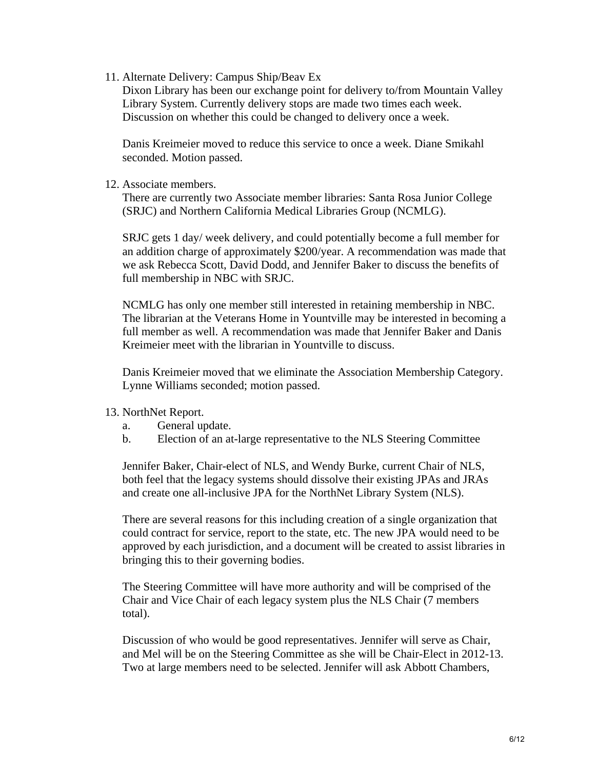11. Alternate Delivery: Campus Ship/Beav Ex

    Dixon Library has been our exchange point for delivery to/from Mountain Valley Library System. Currently delivery stops are made two times each week. Discussion on whether this could be changed to delivery once a week.

    Danis Kreimeier moved to reduce this service to once a week. Diane Smikahl seconded. Motion passed.

12. Associate members.

    There are currently two Associate member libraries: Santa Rosa Junior College (SRJC) and Northern California Medical Libraries Group (NCMLG).

    SRJC gets 1 day/ week delivery, and could potentially become a full member for an addition charge of approximately $200/year. A recommendation was made that we ask Rebecca Scott, David Dodd, and Jennifer Baker to discuss the benefits of full membership in NBC with SRJC.

    NCMLG has only one member still interested in retaining membership in NBC. The librarian at the Veterans Home in Yountville may be interested in becoming a full member as well. A recommendation was made that Jennifer Baker and Danis Kreimeier meet with the librarian in Yountville to discuss.

    Danis Kreimeier moved that we eliminate the Association Membership Category. Lynne Williams seconded; motion passed.

13. NorthNet Report.
    a. General update.
    b. Election of an at-large representative to the NLS Steering Committee

    Jennifer Baker, Chair-elect of NLS, and Wendy Burke, current Chair of NLS, both feel that the legacy systems should dissolve their existing JPAs and JRAs and create one all-inclusive JPA for the NorthNet Library System (NLS).

    There are several reasons for this including creation of a single organization that could contract for service, report to the state, etc. The new JPA would need to be approved by each jurisdiction, and a document will be created to assist libraries in bringing this to their governing bodies.

    The Steering Committee will have more authority and will be comprised of the Chair and Vice Chair of each legacy system plus the NLS Chair (7 members total).

    Discussion of who would be good representatives. Jennifer will serve as Chair, and Mel will be on the Steering Committee as she will be Chair-Elect in 2012-13. Two at large members need to be selected. Jennifer will ask Abbott Chambers,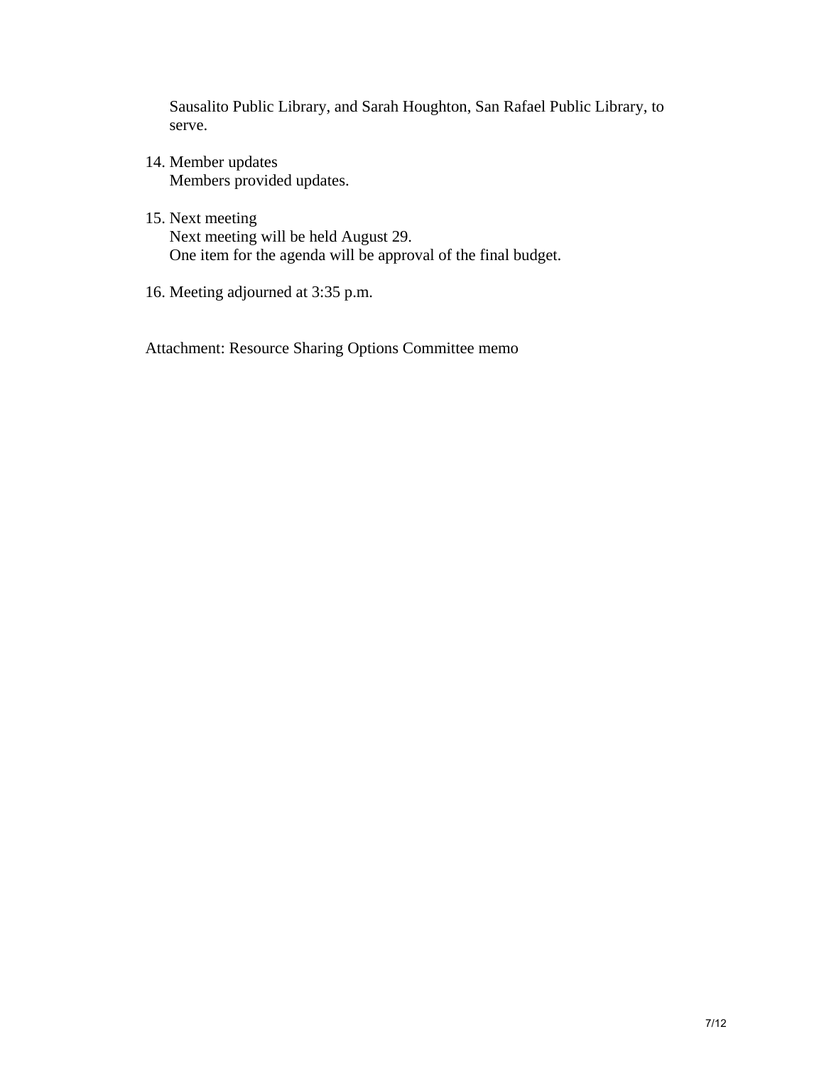Sausalito Public Library, and Sarah Houghton, San Rafael Public Library, to serve.

14. Member updates
    Members provided updates.

15. Next meeting
    Next meeting will be held August 29.
    One item for the agenda will be approval of the final budget.

16. Meeting adjourned at 3:35 p.m.

Attachment: Resource Sharing Options Committee memo